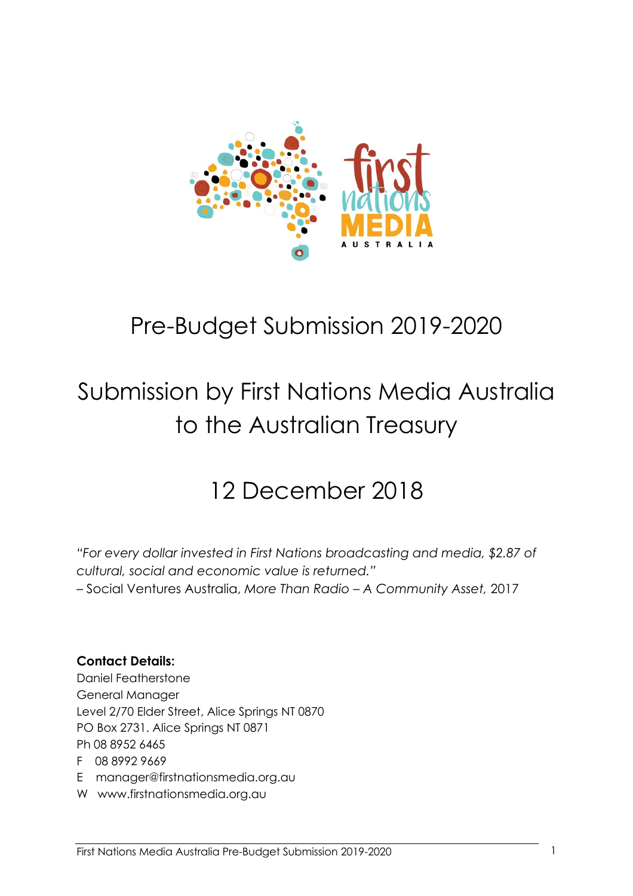# Pre-Budget Submission 2019-2020

## Submission by First Nations Media Australia to the Australian Treasury

## 12 December 2018

*"For every dollar invested in First Nations broadcasting and media, $2.87 of cultural, social and economic value is returned."*
– Social Ventures Australia, *More Than Radio – A Community Asset,* 2017

**Contact Details:**
Daniel Featherstone
General Manager
Level 2/70 Elder Street, Alice Springs NT 0870
PO Box 2731. Alice Springs NT 0871
Ph 08 8952 6465
F 08 8992 9669
E manager@firstnationsmedia.org.au
W www.firstnationsmedia.org.au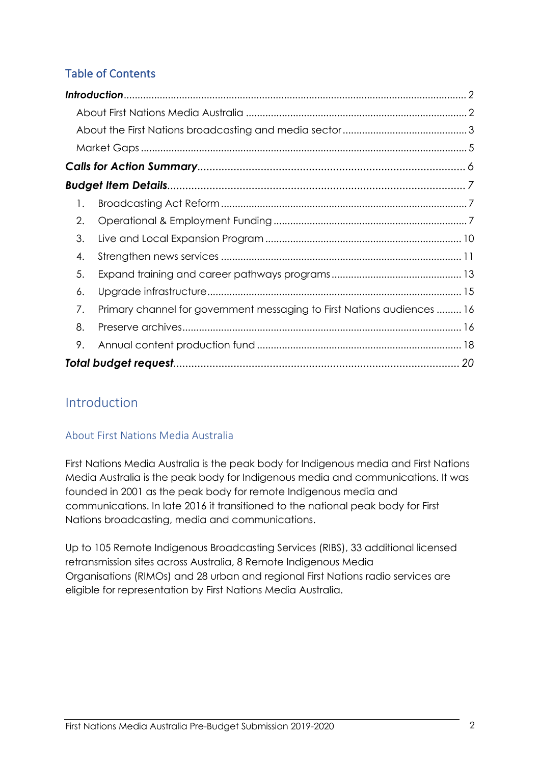## Table of Contents

| | |
|---|---|
| ***Introduction*** | *2* |
| About First Nations Media Australia | 2 |
| About the First Nations broadcasting and media sector | 3 |
| Market Gaps | 5 |
| ***Calls for Action Summary*** | *6* |
| ***Budget Item Details*** | *7* |
| 1. Broadcasting Act Reform | 7 |
| 2. Operational & Employment Funding | 7 |
| 3. Live and Local Expansion Program | 10 |
| 4. Strengthen news services | 11 |
| 5. Expand training and career pathways programs | 13 |
| 6. Upgrade infrastructure | 15 |
| 7. Primary channel for government messaging to First Nations audiences | 16 |
| 8. Preserve archives | 16 |
| 9. Annual content production fund | 18 |
| ***Total budget request*** | *20* |

# Introduction

## About First Nations Media Australia

First Nations Media Australia is the peak body for Indigenous media and First Nations Media Australia is the peak body for Indigenous media and communications. It was founded in 2001 as the peak body for remote Indigenous media and communications. In late 2016 it transitioned to the national peak body for First Nations broadcasting, media and communications.

Up to 105 Remote Indigenous Broadcasting Services (RIBS), 33 additional licensed retransmission sites across Australia, 8 Remote Indigenous Media Organisations (RIMOs) and 28 urban and regional First Nations radio services are eligible for representation by First Nations Media Australia.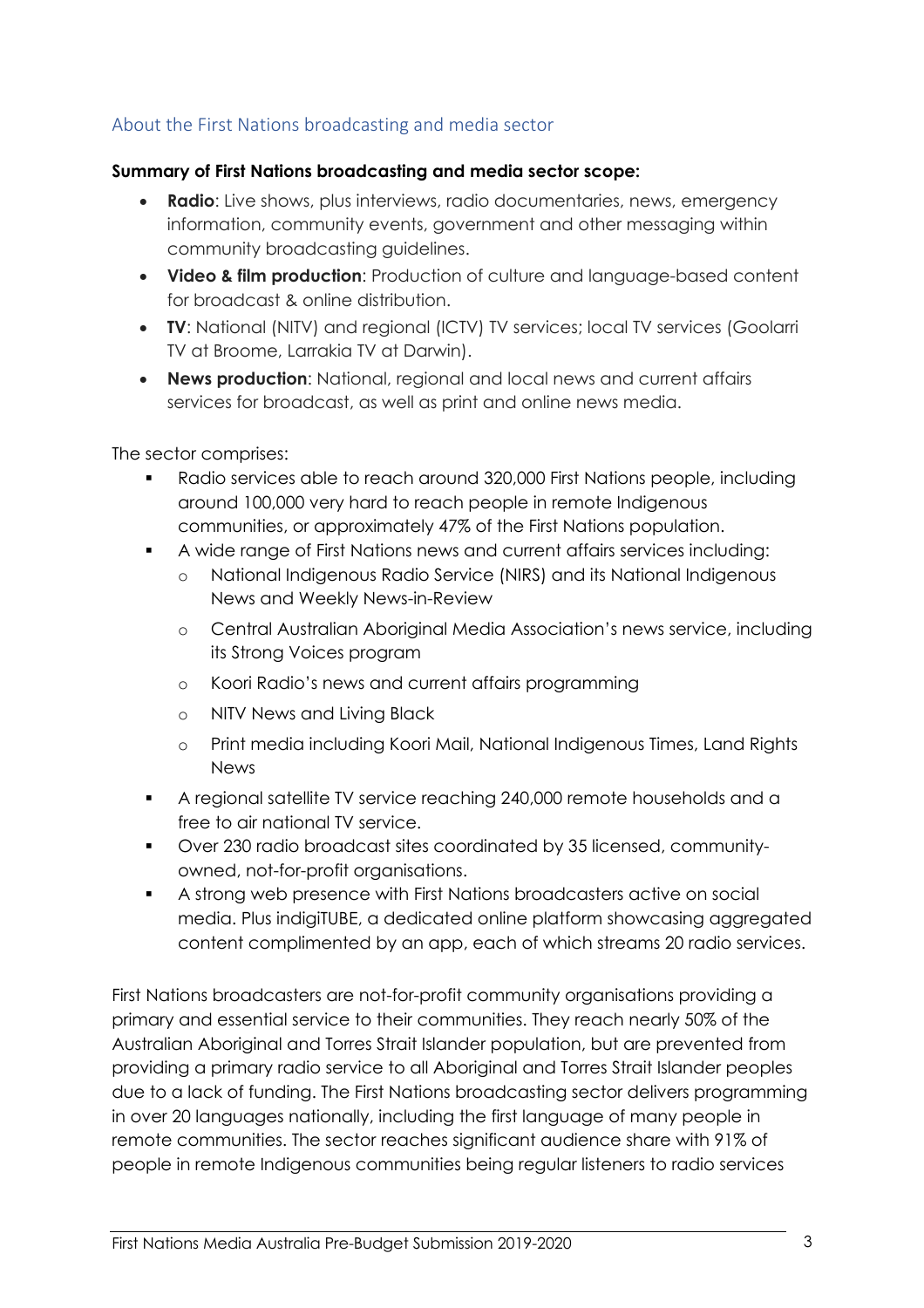## About the First Nations broadcasting and media sector

**Summary of First Nations broadcasting and media sector scope:**

- **Radio**: Live shows, plus interviews, radio documentaries, news, emergency information, community events, government and other messaging within community broadcasting guidelines.
- **Video & film production**: Production of culture and language-based content for broadcast & online distribution.
- **TV**: National (NITV) and regional (ICTV) TV services; local TV services (Goolarri TV at Broome, Larrakia TV at Darwin).
- **News production**: National, regional and local news and current affairs services for broadcast, as well as print and online news media.

The sector comprises:

- Radio services able to reach around 320,000 First Nations people, including around 100,000 very hard to reach people in remote Indigenous communities, or approximately 47% of the First Nations population.
- A wide range of First Nations news and current affairs services including:
  - National Indigenous Radio Service (NIRS) and its National Indigenous News and Weekly News-in-Review
  - Central Australian Aboriginal Media Association's news service, including its Strong Voices program
  - Koori Radio's news and current affairs programming
  - NITV News and Living Black
  - Print media including Koori Mail, National Indigenous Times, Land Rights News
- A regional satellite TV service reaching 240,000 remote households and a free to air national TV service.
- Over 230 radio broadcast sites coordinated by 35 licensed, community-owned, not-for-profit organisations.
- A strong web presence with First Nations broadcasters active on social media. Plus indigiTUBE, a dedicated online platform showcasing aggregated content complimented by an app, each of which streams 20 radio services.

First Nations broadcasters are not-for-profit community organisations providing a primary and essential service to their communities. They reach nearly 50% of the Australian Aboriginal and Torres Strait Islander population, but are prevented from providing a primary radio service to all Aboriginal and Torres Strait Islander peoples due to a lack of funding. The First Nations broadcasting sector delivers programming in over 20 languages nationally, including the first language of many people in remote communities. The sector reaches significant audience share with 91% of people in remote Indigenous communities being regular listeners to radio services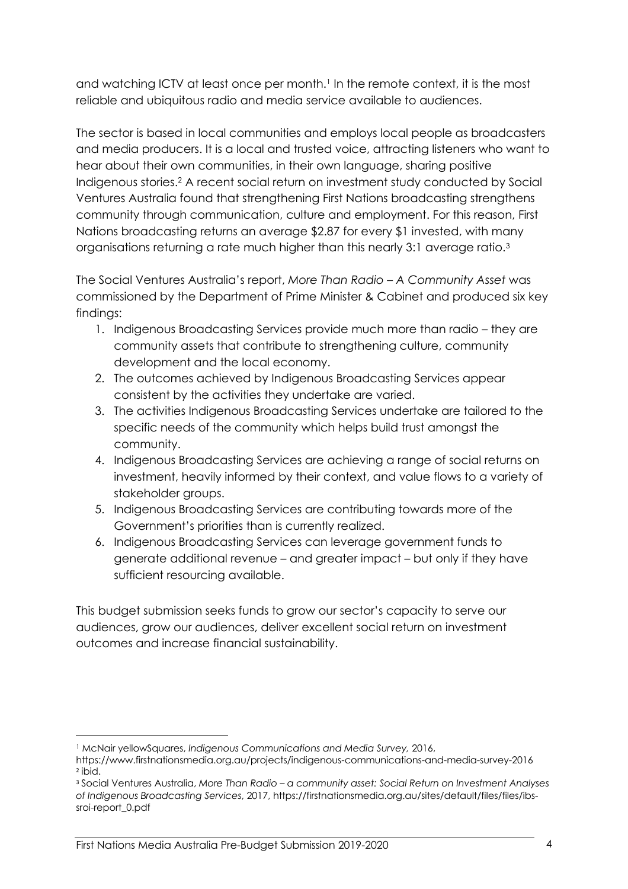and watching ICTV at least once per month.[1] In the remote context, it is the most reliable and ubiquitous radio and media service available to audiences.

The sector is based in local communities and employs local people as broadcasters and media producers. It is a local and trusted voice, attracting listeners who want to hear about their own communities, in their own language, sharing positive Indigenous stories.[2] A recent social return on investment study conducted by Social Ventures Australia found that strengthening First Nations broadcasting strengthens community through communication, culture and employment. For this reason, First Nations broadcasting returns an average $2.87 for every $1 invested, with many organisations returning a rate much higher than this nearly 3:1 average ratio.[3]

The Social Ventures Australia's report, *More Than Radio – A Community Asset* was commissioned by the Department of Prime Minister & Cabinet and produced six key findings:

1. Indigenous Broadcasting Services provide much more than radio – they are community assets that contribute to strengthening culture, community development and the local economy.
2. The outcomes achieved by Indigenous Broadcasting Services appear consistent by the activities they undertake are varied.
3. The activities Indigenous Broadcasting Services undertake are tailored to the specific needs of the community which helps build trust amongst the community.
4. Indigenous Broadcasting Services are achieving a range of social returns on investment, heavily informed by their context, and value flows to a variety of stakeholder groups.
5. Indigenous Broadcasting Services are contributing towards more of the Government's priorities than is currently realized.
6. Indigenous Broadcasting Services can leverage government funds to generate additional revenue – and greater impact – but only if they have sufficient resourcing available.

This budget submission seeks funds to grow our sector's capacity to serve our audiences, grow our audiences, deliver excellent social return on investment outcomes and increase financial sustainability.

---

[1] McNair yellowSquares, *Indigenous Communications and Media Survey,* 2016, https://www.firstnationsmedia.org.au/projects/indigenous-communications-and-media-survey-2016

[2] ibid.

[3] Social Ventures Australia, *More Than Radio – a community asset: Social Return on Investment Analyses of Indigenous Broadcasting Services*, 2017, https://firstnationsmedia.org.au/sites/default/files/files/ibs-sroi-report_0.pdf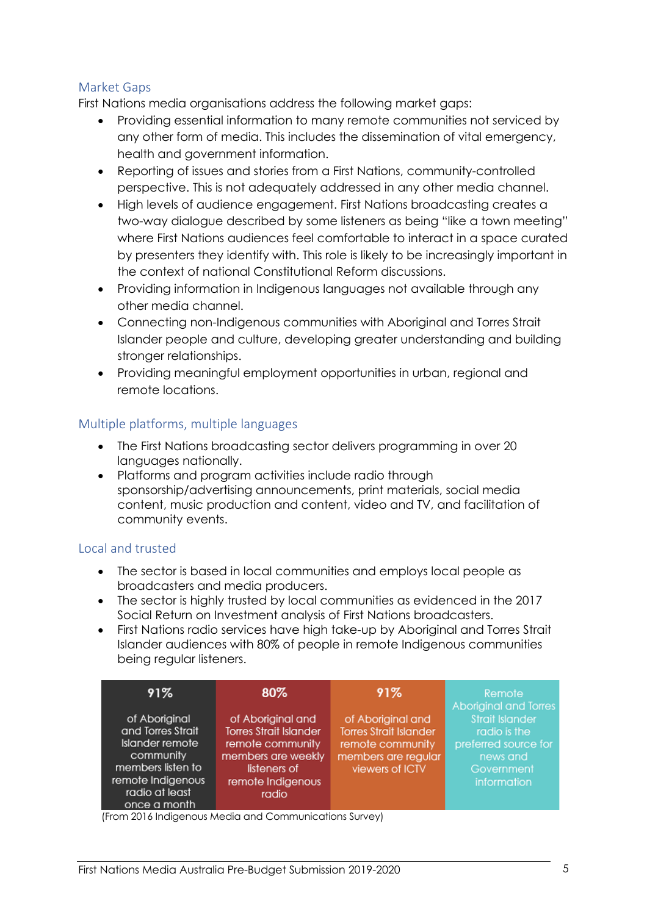## Market Gaps

First Nations media organisations address the following market gaps:

- Providing essential information to many remote communities not serviced by any other form of media. This includes the dissemination of vital emergency, health and government information.
- Reporting of issues and stories from a First Nations, community-controlled perspective. This is not adequately addressed in any other media channel.
- High levels of audience engagement. First Nations broadcasting creates a two-way dialogue described by some listeners as being "like a town meeting" where First Nations audiences feel comfortable to interact in a space curated by presenters they identify with. This role is likely to be increasingly important in the context of national Constitutional Reform discussions.
- Providing information in Indigenous languages not available through any other media channel.
- Connecting non-Indigenous communities with Aboriginal and Torres Strait Islander people and culture, developing greater understanding and building stronger relationships.
- Providing meaningful employment opportunities in urban, regional and remote locations.

## Multiple platforms, multiple languages

- The First Nations broadcasting sector delivers programming in over 20 languages nationally.
- Platforms and program activities include radio through sponsorship/advertising announcements, print materials, social media content, music production and content, video and TV, and facilitation of community events.

## Local and trusted

- The sector is based in local communities and employs local people as broadcasters and media producers.
- The sector is highly trusted by local communities as evidenced in the 2017 Social Return on Investment analysis of First Nations broadcasters.
- First Nations radio services have high take-up by Aboriginal and Torres Strait Islander audiences with 80% of people in remote Indigenous communities being regular listeners.

| 91% | 80% | 91% | |
|---|---|---|---|
| of Aboriginal and Torres Strait Islander remote community members listen to remote Indigenous radio at least once a month | of Aboriginal and Torres Strait Islander remote community members are weekly listeners of remote Indigenous radio | of Aboriginal and Torres Strait Islander remote community members are regular viewers of ICTV | Remote Aboriginal and Torres Strait Islander radio is the preferred source for news and Government information |

(From 2016 Indigenous Media and Communications Survey)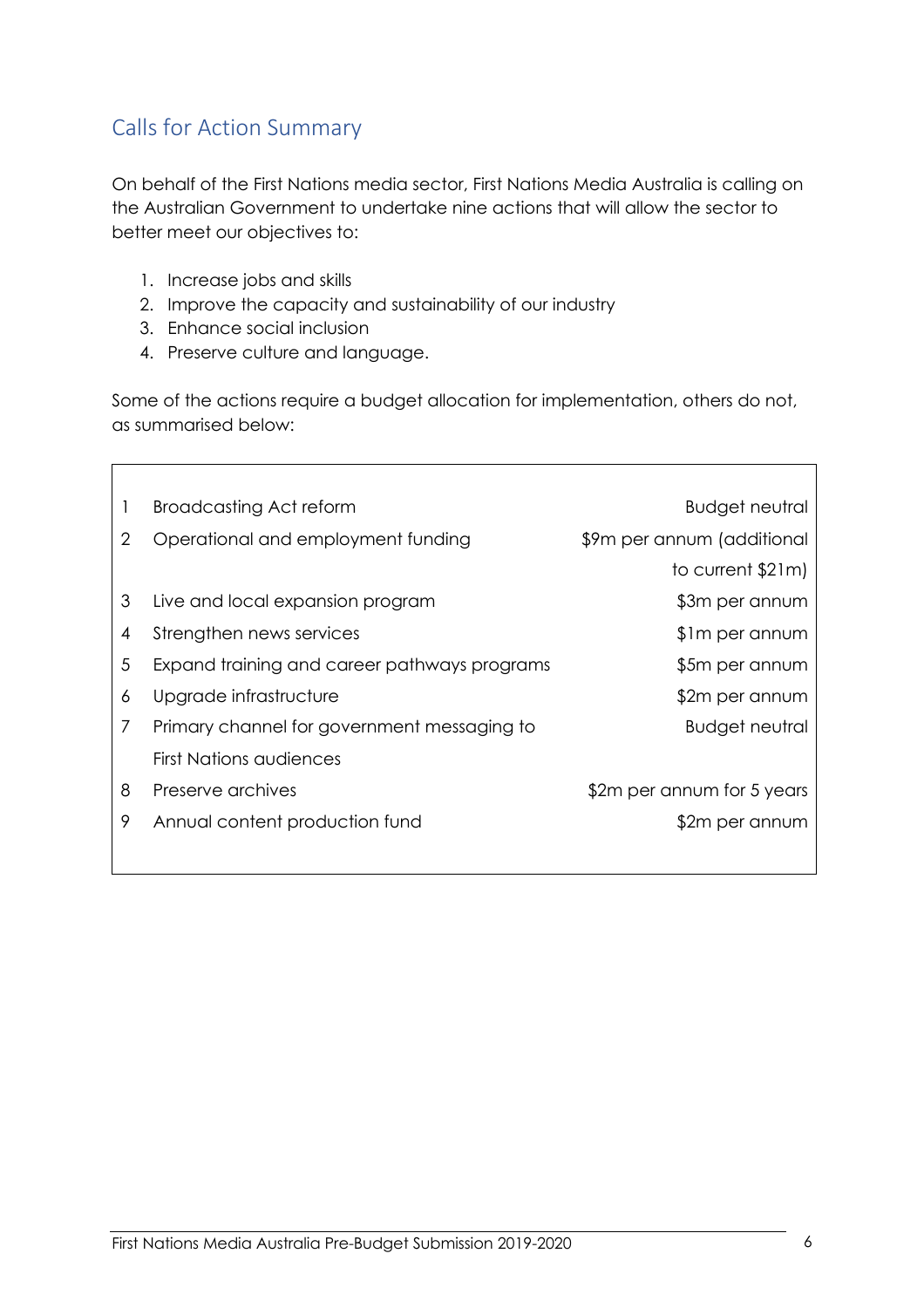## Calls for Action Summary

On behalf of the First Nations media sector, First Nations Media Australia is calling on the Australian Government to undertake nine actions that will allow the sector to better meet our objectives to:

1. Increase jobs and skills
2. Improve the capacity and sustainability of our industry
3. Enhance social inclusion
4. Preserve culture and language.

Some of the actions require a budget allocation for implementation, others do not, as summarised below:

| | | |
|---|---|---|
| 1 | Broadcasting Act reform | Budget neutral |
| 2 | Operational and employment funding | $9m per annum (additional to current $21m) |
| 3 | Live and local expansion program | $3m per annum |
| 4 | Strengthen news services | $1m per annum |
| 5 | Expand training and career pathways programs | $5m per annum |
| 6 | Upgrade infrastructure | $2m per annum |
| 7 | Primary channel for government messaging to First Nations audiences | Budget neutral |
| 8 | Preserve archives | $2m per annum for 5 years |
| 9 | Annual content production fund | $2m per annum |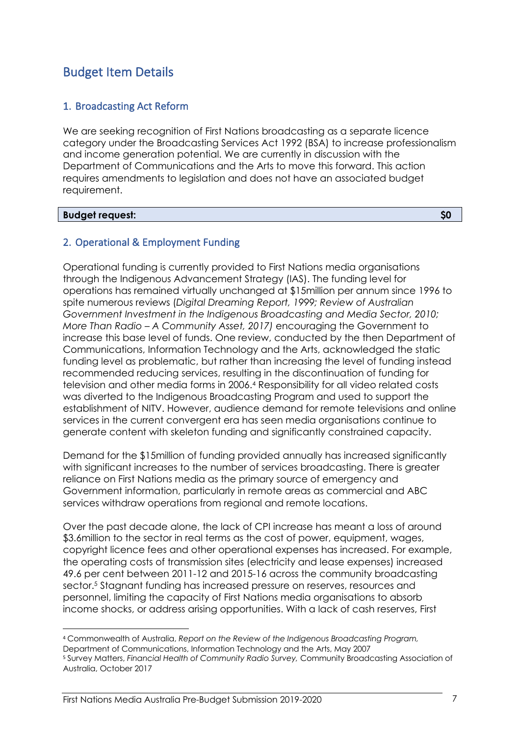# Budget Item Details

## 1. Broadcasting Act Reform

We are seeking recognition of First Nations broadcasting as a separate licence category under the Broadcasting Services Act 1992 (BSA) to increase professionalism and income generation potential. We are currently in discussion with the Department of Communications and the Arts to move this forward. This action requires amendments to legislation and does not have an associated budget requirement.

| **Budget request:** | **$0** |
|---|---|

## 2. Operational & Employment Funding

Operational funding is currently provided to First Nations media organisations through the Indigenous Advancement Strategy (IAS). The funding level for operations has remained virtually unchanged at $15million per annum since 1996 to spite numerous reviews (*Digital Dreaming Report, 1999; Review of Australian Government Investment in the Indigenous Broadcasting and Media Sector, 2010; More Than Radio – A Community Asset, 2017)* encouraging the Government to increase this base level of funds. One review, conducted by the then Department of Communications, Information Technology and the Arts, acknowledged the static funding level as problematic, but rather than increasing the level of funding instead recommended reducing services, resulting in the discontinuation of funding for television and other media forms in 2006.[4] Responsibility for all video related costs was diverted to the Indigenous Broadcasting Program and used to support the establishment of NITV. However, audience demand for remote televisions and online services in the current convergent era has seen media organisations continue to generate content with skeleton funding and significantly constrained capacity.

Demand for the $15million of funding provided annually has increased significantly with significant increases to the number of services broadcasting. There is greater reliance on First Nations media as the primary source of emergency and Government information, particularly in remote areas as commercial and ABC services withdraw operations from regional and remote locations.

Over the past decade alone, the lack of CPI increase has meant a loss of around $3.6million to the sector in real terms as the cost of power, equipment, wages, copyright licence fees and other operational expenses has increased. For example, the operating costs of transmission sites (electricity and lease expenses) increased 49.6 per cent between 2011-12 and 2015-16 across the community broadcasting sector.[5] Stagnant funding has increased pressure on reserves, resources and personnel, limiting the capacity of First Nations media organisations to absorb income shocks, or address arising opportunities. With a lack of cash reserves, First

---

[4] Commonwealth of Australia, *Report on the Review of the Indigenous Broadcasting Program*, Department of Communications, Information Technology and the Arts, May 2007

[5] Survey Matters, *Financial Health of Community Radio Survey*, Community Broadcasting Association of Australia, October 2017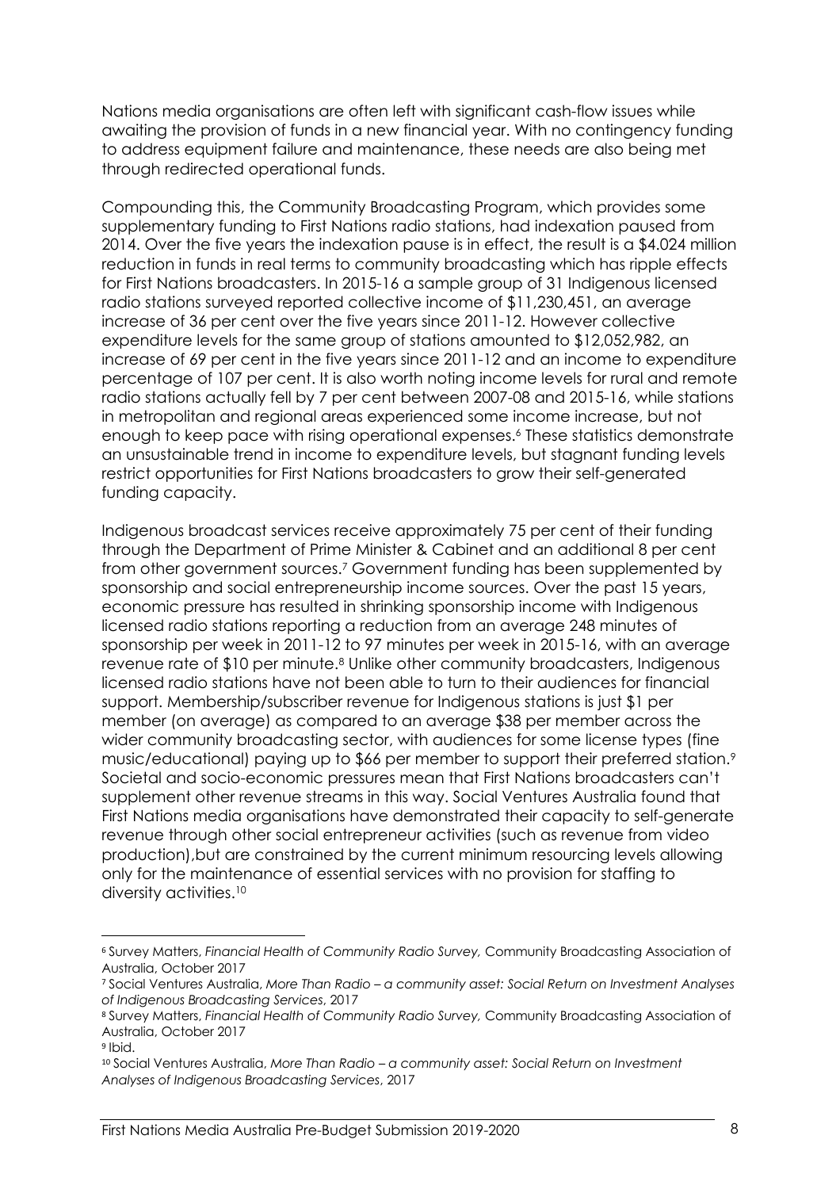Nations media organisations are often left with significant cash-flow issues while awaiting the provision of funds in a new financial year. With no contingency funding to address equipment failure and maintenance, these needs are also being met through redirected operational funds.

Compounding this, the Community Broadcasting Program, which provides some supplementary funding to First Nations radio stations, had indexation paused from 2014. Over the five years the indexation pause is in effect, the result is a $4.024 million reduction in funds in real terms to community broadcasting which has ripple effects for First Nations broadcasters. In 2015-16 a sample group of 31 Indigenous licensed radio stations surveyed reported collective income of $11,230,451, an average increase of 36 per cent over the five years since 2011-12. However collective expenditure levels for the same group of stations amounted to $12,052,982, an increase of 69 per cent in the five years since 2011-12 and an income to expenditure percentage of 107 per cent. It is also worth noting income levels for rural and remote radio stations actually fell by 7 per cent between 2007-08 and 2015-16, while stations in metropolitan and regional areas experienced some income increase, but not enough to keep pace with rising operational expenses.[6] These statistics demonstrate an unsustainable trend in income to expenditure levels, but stagnant funding levels restrict opportunities for First Nations broadcasters to grow their self-generated funding capacity.

Indigenous broadcast services receive approximately 75 per cent of their funding through the Department of Prime Minister & Cabinet and an additional 8 per cent from other government sources.[7] Government funding has been supplemented by sponsorship and social entrepreneurship income sources. Over the past 15 years, economic pressure has resulted in shrinking sponsorship income with Indigenous licensed radio stations reporting a reduction from an average 248 minutes of sponsorship per week in 2011-12 to 97 minutes per week in 2015-16, with an average revenue rate of $10 per minute.[8] Unlike other community broadcasters, Indigenous licensed radio stations have not been able to turn to their audiences for financial support. Membership/subscriber revenue for Indigenous stations is just $1 per member (on average) as compared to an average $38 per member across the wider community broadcasting sector, with audiences for some license types (fine music/educational) paying up to $66 per member to support their preferred station.[9] Societal and socio-economic pressures mean that First Nations broadcasters can't supplement other revenue streams in this way. Social Ventures Australia found that First Nations media organisations have demonstrated their capacity to self-generate revenue through other social entrepreneur activities (such as revenue from video production),but are constrained by the current minimum resourcing levels allowing only for the maintenance of essential services with no provision for staffing to diversity activities.[10]

---

[6] Survey Matters, *Financial Health of Community Radio Survey,* Community Broadcasting Association of Australia, October 2017

[7] Social Ventures Australia, *More Than Radio – a community asset: Social Return on Investment Analyses of Indigenous Broadcasting Services*, 2017

[8] Survey Matters, *Financial Health of Community Radio Survey,* Community Broadcasting Association of Australia, October 2017

[9] Ibid.

[10] Social Ventures Australia, *More Than Radio – a community asset: Social Return on Investment Analyses of Indigenous Broadcasting Services*, 2017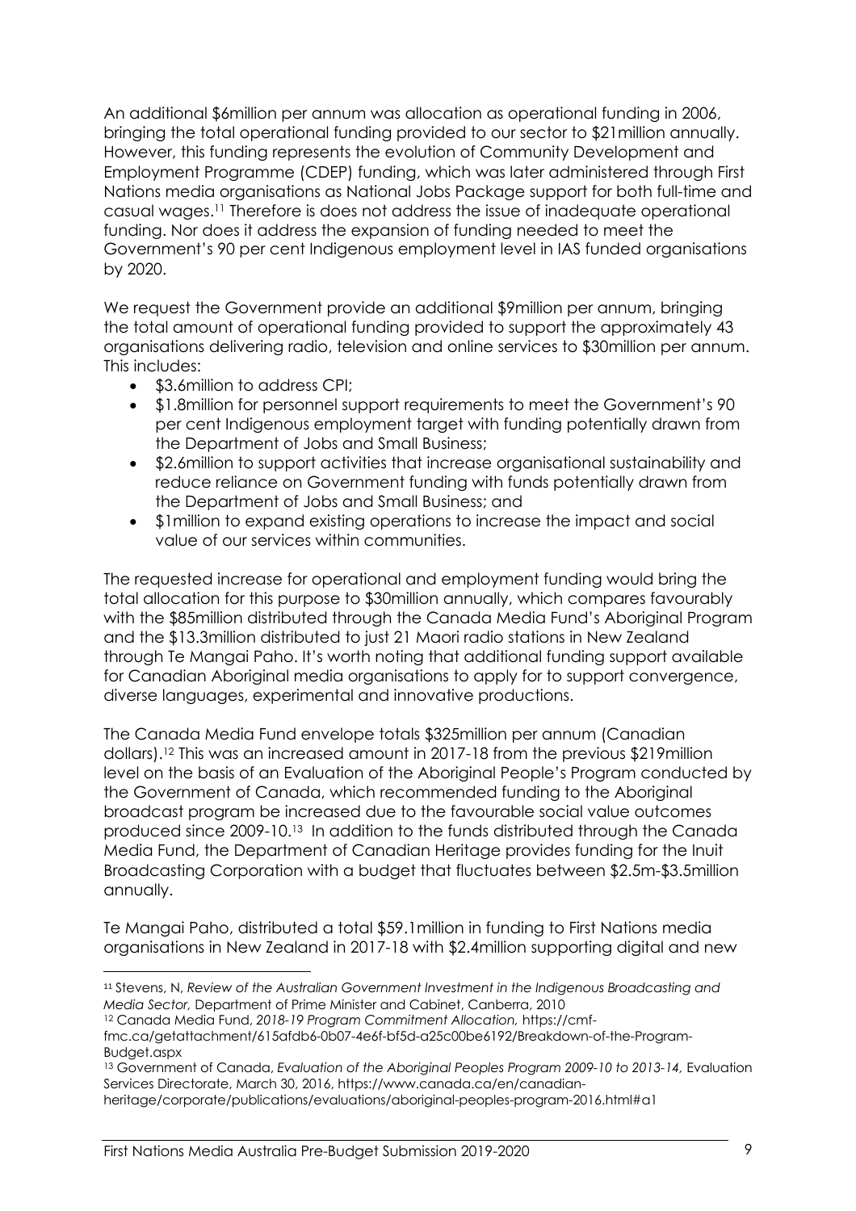An additional $6million per annum was allocation as operational funding in 2006, bringing the total operational funding provided to our sector to $21million annually. However, this funding represents the evolution of Community Development and Employment Programme (CDEP) funding, which was later administered through First Nations media organisations as National Jobs Package support for both full-time and casual wages.[11] Therefore is does not address the issue of inadequate operational funding. Nor does it address the expansion of funding needed to meet the Government's 90 per cent Indigenous employment level in IAS funded organisations by 2020.

We request the Government provide an additional $9million per annum, bringing the total amount of operational funding provided to support the approximately 43 organisations delivering radio, television and online services to $30million per annum. This includes:

- $3.6million to address CPI;
- $1.8million for personnel support requirements to meet the Government's 90 per cent Indigenous employment target with funding potentially drawn from the Department of Jobs and Small Business;
- $2.6million to support activities that increase organisational sustainability and reduce reliance on Government funding with funds potentially drawn from the Department of Jobs and Small Business; and
- $1million to expand existing operations to increase the impact and social value of our services within communities.

The requested increase for operational and employment funding would bring the total allocation for this purpose to $30million annually, which compares favourably with the $85million distributed through the Canada Media Fund's Aboriginal Program and the $13.3million distributed to just 21 Maori radio stations in New Zealand through Te Mangai Paho. It's worth noting that additional funding support available for Canadian Aboriginal media organisations to apply for to support convergence, diverse languages, experimental and innovative productions.

The Canada Media Fund envelope totals $325million per annum (Canadian dollars).[12] This was an increased amount in 2017-18 from the previous $219million level on the basis of an Evaluation of the Aboriginal People's Program conducted by the Government of Canada, which recommended funding to the Aboriginal broadcast program be increased due to the favourable social value outcomes produced since 2009-10.[13] In addition to the funds distributed through the Canada Media Fund, the Department of Canadian Heritage provides funding for the Inuit Broadcasting Corporation with a budget that fluctuates between $2.5m-$3.5million annually.

Te Mangai Paho, distributed a total $59.1million in funding to First Nations media organisations in New Zealand in 2017-18 with $2.4million supporting digital and new

---

[11] Stevens, N, *Review of the Australian Government Investment in the Indigenous Broadcasting and Media Sector,* Department of Prime Minister and Cabinet, Canberra, 2010

[12] Canada Media Fund, *2018-19 Program Commitment Allocation,* https://cmf-fmc.ca/getattachment/615afdb6-0b07-4e6f-bf5d-a25c00be6192/Breakdown-of-the-Program-Budget.aspx

[13] Government of Canada, *Evaluation of the Aboriginal Peoples Program 2009-10 to 2013-14,* Evaluation Services Directorate, March 30, 2016, https://www.canada.ca/en/canadian-heritage/corporate/publications/evaluations/aboriginal-peoples-program-2016.html#a1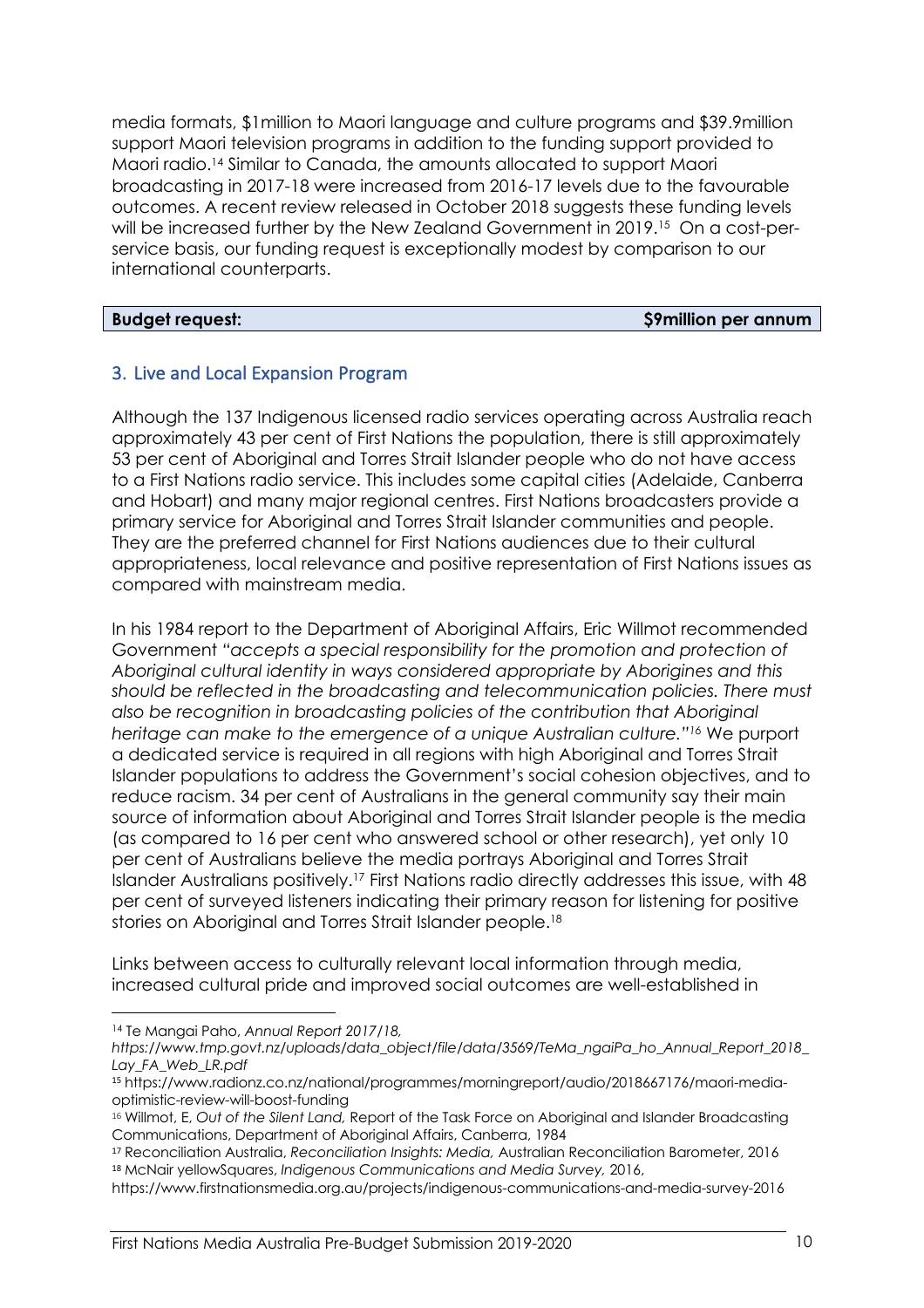media formats, $1million to Maori language and culture programs and $39.9million support Maori television programs in addition to the funding support provided to Maori radio.[14] Similar to Canada, the amounts allocated to support Maori broadcasting in 2017-18 were increased from 2016-17 levels due to the favourable outcomes. A recent review released in October 2018 suggests these funding levels will be increased further by the New Zealand Government in 2019.[15] On a cost-per-service basis, our funding request is exceptionally modest by comparison to our international counterparts.

| **Budget request:** | **$9million per annum** |
|---|---|

## 3. Live and Local Expansion Program

Although the 137 Indigenous licensed radio services operating across Australia reach approximately 43 per cent of First Nations the population, there is still approximately 53 per cent of Aboriginal and Torres Strait Islander people who do not have access to a First Nations radio service. This includes some capital cities (Adelaide, Canberra and Hobart) and many major regional centres. First Nations broadcasters provide a primary service for Aboriginal and Torres Strait Islander communities and people. They are the preferred channel for First Nations audiences due to their cultural appropriateness, local relevance and positive representation of First Nations issues as compared with mainstream media.

In his 1984 report to the Department of Aboriginal Affairs, Eric Willmot recommended Government *"accepts a special responsibility for the promotion and protection of Aboriginal cultural identity in ways considered appropriate by Aborigines and this should be reflected in the broadcasting and telecommunication policies. There must also be recognition in broadcasting policies of the contribution that Aboriginal heritage can make to the emergence of a unique Australian culture."*[16] We purport a dedicated service is required in all regions with high Aboriginal and Torres Strait Islander populations to address the Government's social cohesion objectives, and to reduce racism. 34 per cent of Australians in the general community say their main source of information about Aboriginal and Torres Strait Islander people is the media (as compared to 16 per cent who answered school or other research), yet only 10 per cent of Australians believe the media portrays Aboriginal and Torres Strait Islander Australians positively.[17] First Nations radio directly addresses this issue, with 48 per cent of surveyed listeners indicating their primary reason for listening for positive stories on Aboriginal and Torres Strait Islander people.[18]

Links between access to culturally relevant local information through media, increased cultural pride and improved social outcomes are well-established in

---

[14] Te Mangai Paho, *Annual Report 2017/18, https://www.tmp.govt.nz/uploads/data_object/file/data/3569/TeMa_ngaiPa_ho_Annual_Report_2018_Lay_FA_Web_LR.pdf*

[15] https://www.radionz.co.nz/national/programmes/morningreport/audio/2018667176/maori-media-optimistic-review-will-boost-funding

[16] Willmot, E, *Out of the Silent Land,* Report of the Task Force on Aboriginal and Islander Broadcasting Communications, Department of Aboriginal Affairs, Canberra, 1984

[17] Reconciliation Australia, *Reconciliation Insights: Media,* Australian Reconciliation Barometer, 2016

[18] McNair yellowSquares, *Indigenous Communications and Media Survey,* 2016, https://www.firstnationsmedia.org.au/projects/indigenous-communications-and-media-survey-2016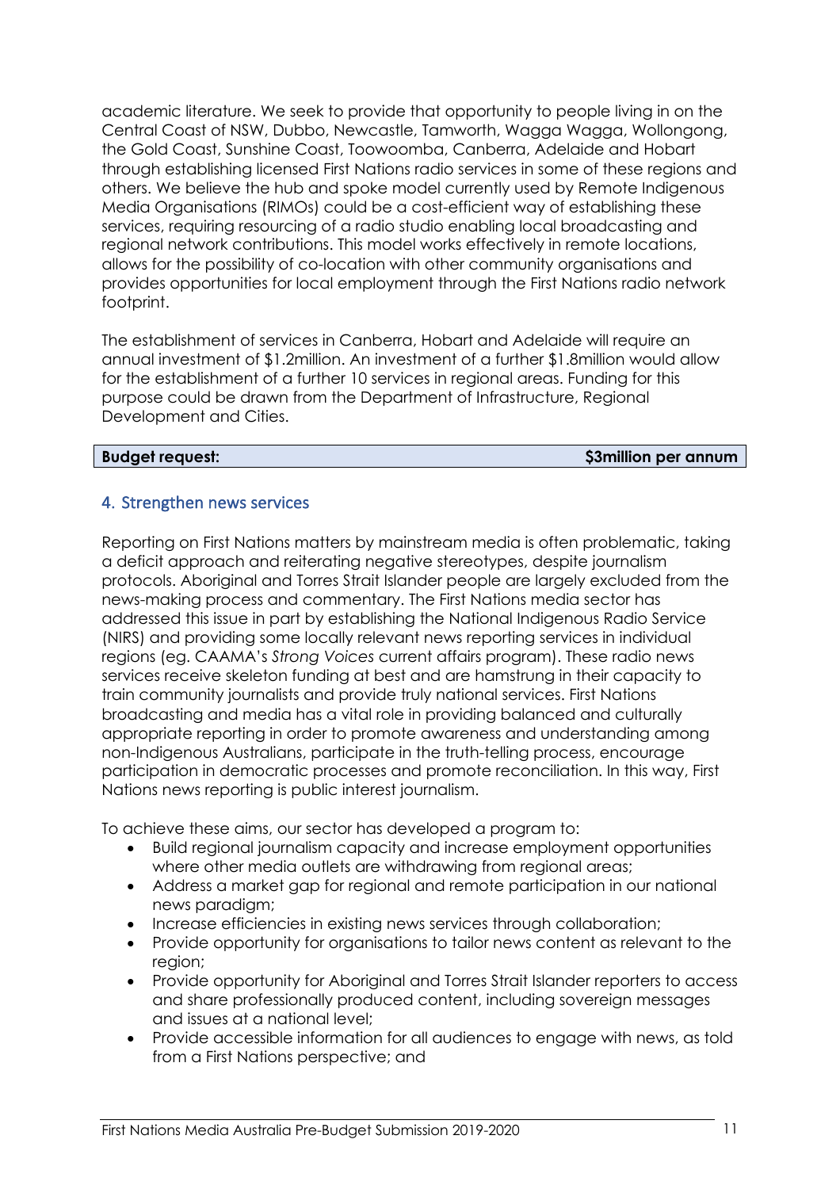academic literature. We seek to provide that opportunity to people living in on the Central Coast of NSW, Dubbo, Newcastle, Tamworth, Wagga Wagga, Wollongong, the Gold Coast, Sunshine Coast, Toowoomba, Canberra, Adelaide and Hobart through establishing licensed First Nations radio services in some of these regions and others. We believe the hub and spoke model currently used by Remote Indigenous Media Organisations (RIMOs) could be a cost-efficient way of establishing these services, requiring resourcing of a radio studio enabling local broadcasting and regional network contributions. This model works effectively in remote locations, allows for the possibility of co-location with other community organisations and provides opportunities for local employment through the First Nations radio network footprint.

The establishment of services in Canberra, Hobart and Adelaide will require an annual investment of $1.2million. An investment of a further $1.8million would allow for the establishment of a further 10 services in regional areas. Funding for this purpose could be drawn from the Department of Infrastructure, Regional Development and Cities.

| **Budget request:** | **$3million per annum** |
|---|---|

## 4. Strengthen news services

Reporting on First Nations matters by mainstream media is often problematic, taking a deficit approach and reiterating negative stereotypes, despite journalism protocols. Aboriginal and Torres Strait Islander people are largely excluded from the news-making process and commentary. The First Nations media sector has addressed this issue in part by establishing the National Indigenous Radio Service (NIRS) and providing some locally relevant news reporting services in individual regions (eg. CAAMA's *Strong Voices* current affairs program). These radio news services receive skeleton funding at best and are hamstrung in their capacity to train community journalists and provide truly national services. First Nations broadcasting and media has a vital role in providing balanced and culturally appropriate reporting in order to promote awareness and understanding among non-Indigenous Australians, participate in the truth-telling process, encourage participation in democratic processes and promote reconciliation. In this way, First Nations news reporting is public interest journalism.

To achieve these aims, our sector has developed a program to:

- Build regional journalism capacity and increase employment opportunities where other media outlets are withdrawing from regional areas;
- Address a market gap for regional and remote participation in our national news paradigm;
- Increase efficiencies in existing news services through collaboration;
- Provide opportunity for organisations to tailor news content as relevant to the region;
- Provide opportunity for Aboriginal and Torres Strait Islander reporters to access and share professionally produced content, including sovereign messages and issues at a national level;
- Provide accessible information for all audiences to engage with news, as told from a First Nations perspective; and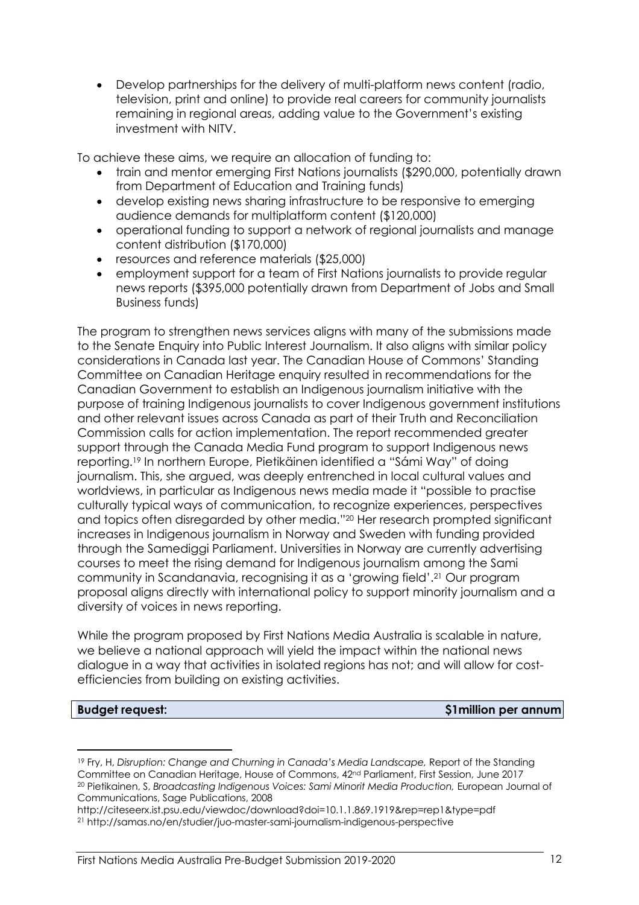- Develop partnerships for the delivery of multi-platform news content (radio, television, print and online) to provide real careers for community journalists remaining in regional areas, adding value to the Government's existing investment with NITV.

To achieve these aims, we require an allocation of funding to:

- train and mentor emerging First Nations journalists ($290,000, potentially drawn from Department of Education and Training funds)
- develop existing news sharing infrastructure to be responsive to emerging audience demands for multiplatform content ($120,000)
- operational funding to support a network of regional journalists and manage content distribution ($170,000)
- resources and reference materials ($25,000)
- employment support for a team of First Nations journalists to provide regular news reports ($395,000 potentially drawn from Department of Jobs and Small Business funds)

The program to strengthen news services aligns with many of the submissions made to the Senate Enquiry into Public Interest Journalism. It also aligns with similar policy considerations in Canada last year. The Canadian House of Commons' Standing Committee on Canadian Heritage enquiry resulted in recommendations for the Canadian Government to establish an Indigenous journalism initiative with the purpose of training Indigenous journalists to cover Indigenous government institutions and other relevant issues across Canada as part of their Truth and Reconciliation Commission calls for action implementation. The report recommended greater support through the Canada Media Fund program to support Indigenous news reporting.[19] In northern Europe, Pietikäinen identified a "Sámi Way" of doing journalism. This, she argued, was deeply entrenched in local cultural values and worldviews, in particular as Indigenous news media made it "possible to practise culturally typical ways of communication, to recognize experiences, perspectives and topics often disregarded by other media."[20] Her research prompted significant increases in Indigenous journalism in Norway and Sweden with funding provided through the Samediggi Parliament. Universities in Norway are currently advertising courses to meet the rising demand for Indigenous journalism among the Sami community in Scandanavia, recognising it as a 'growing field'.[21] Our program proposal aligns directly with international policy to support minority journalism and a diversity of voices in news reporting.

While the program proposed by First Nations Media Australia is scalable in nature, we believe a national approach will yield the impact within the national news dialogue in a way that activities in isolated regions has not; and will allow for cost-efficiencies from building on existing activities.

| **Budget request:** | **$1million per annum** |
|---|---|

[19] Fry, H, *Disruption: Change and Churning in Canada's Media Landscape,* Report of the Standing Committee on Canadian Heritage, House of Commons, 42nd Parliament, First Session, June 2017

[20] Pietikainen, S, *Broadcasting Indigenous Voices: Sami Minorit Media Production,* European Journal of Communications, Sage Publications, 2008 http://citeseerx.ist.psu.edu/viewdoc/download?doi=10.1.1.869.1919&rep=rep1&type=pdf

[21] http://samas.no/en/studier/juo-master-sami-journalism-indigenous-perspective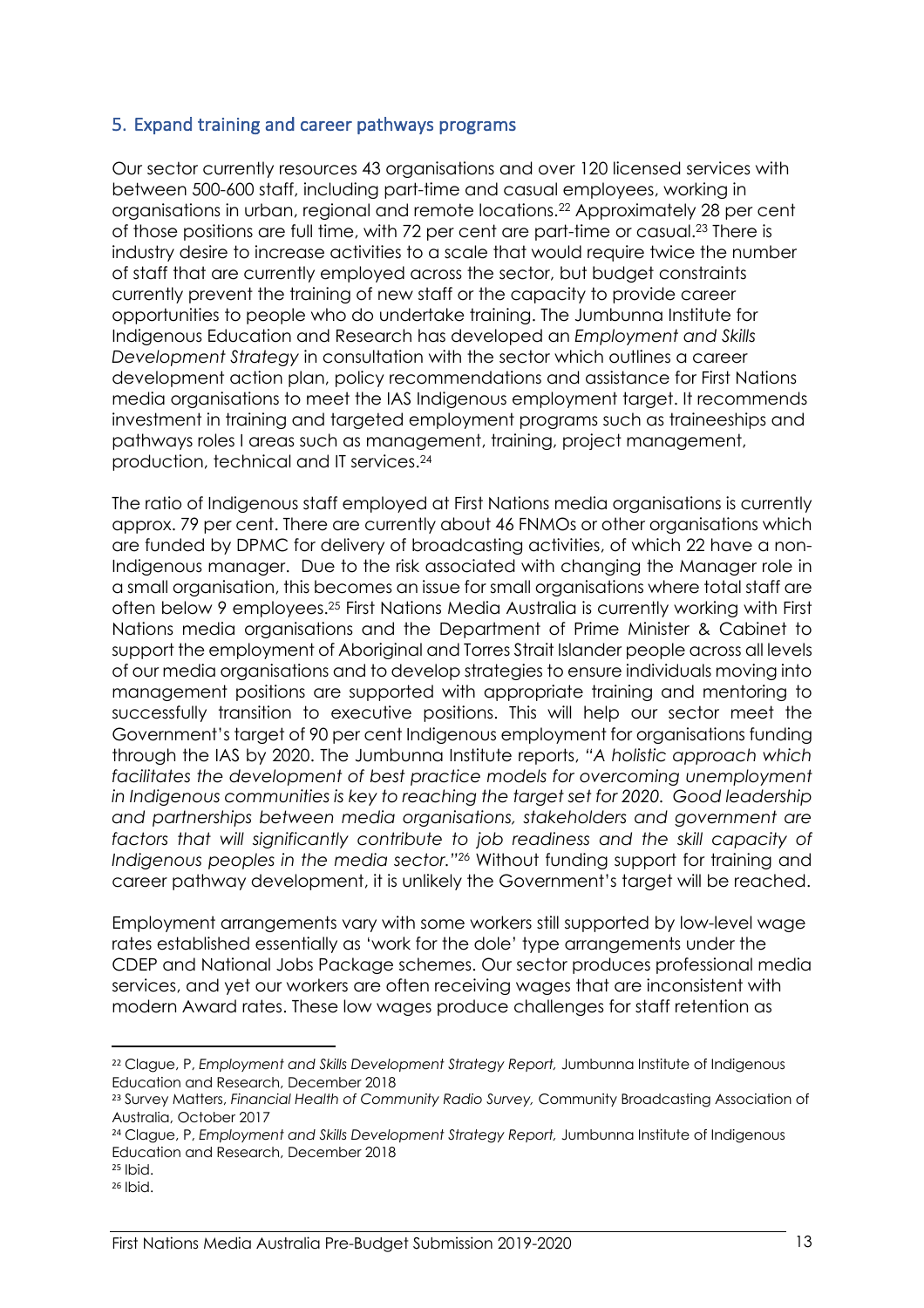## 5. Expand training and career pathways programs

Our sector currently resources 43 organisations and over 120 licensed services with between 500-600 staff, including part-time and casual employees, working in organisations in urban, regional and remote locations.[22] Approximately 28 per cent of those positions are full time, with 72 per cent are part-time or casual.[23] There is industry desire to increase activities to a scale that would require twice the number of staff that are currently employed across the sector, but budget constraints currently prevent the training of new staff or the capacity to provide career opportunities to people who do undertake training. The Jumbunna Institute for Indigenous Education and Research has developed an *Employment and Skills Development Strategy* in consultation with the sector which outlines a career development action plan, policy recommendations and assistance for First Nations media organisations to meet the IAS Indigenous employment target. It recommends investment in training and targeted employment programs such as traineeships and pathways roles I areas such as management, training, project management, production, technical and IT services.[24]

The ratio of Indigenous staff employed at First Nations media organisations is currently approx. 79 per cent. There are currently about 46 FNMOs or other organisations which are funded by DPMC for delivery of broadcasting activities, of which 22 have a non-Indigenous manager. Due to the risk associated with changing the Manager role in a small organisation, this becomes an issue for small organisations where total staff are often below 9 employees.[25] First Nations Media Australia is currently working with First Nations media organisations and the Department of Prime Minister & Cabinet to support the employment of Aboriginal and Torres Strait Islander people across all levels of our media organisations and to develop strategies to ensure individuals moving into management positions are supported with appropriate training and mentoring to successfully transition to executive positions. This will help our sector meet the Government's target of 90 per cent Indigenous employment for organisations funding through the IAS by 2020. The Jumbunna Institute reports, *"A holistic approach which facilitates the development of best practice models for overcoming unemployment in Indigenous communities is key to reaching the target set for 2020. Good leadership and partnerships between media organisations, stakeholders and government are factors that will significantly contribute to job readiness and the skill capacity of Indigenous peoples in the media sector."*[26] Without funding support for training and career pathway development, it is unlikely the Government's target will be reached.

Employment arrangements vary with some workers still supported by low-level wage rates established essentially as 'work for the dole' type arrangements under the CDEP and National Jobs Package schemes. Our sector produces professional media services, and yet our workers are often receiving wages that are inconsistent with modern Award rates. These low wages produce challenges for staff retention as

---

[22] Clague, P, *Employment and Skills Development Strategy Report,* Jumbunna Institute of Indigenous Education and Research, December 2018

[23] Survey Matters, *Financial Health of Community Radio Survey,* Community Broadcasting Association of Australia, October 2017

[24] Clague, P, *Employment and Skills Development Strategy Report,* Jumbunna Institute of Indigenous Education and Research, December 2018

[25] Ibid.

[26] Ibid.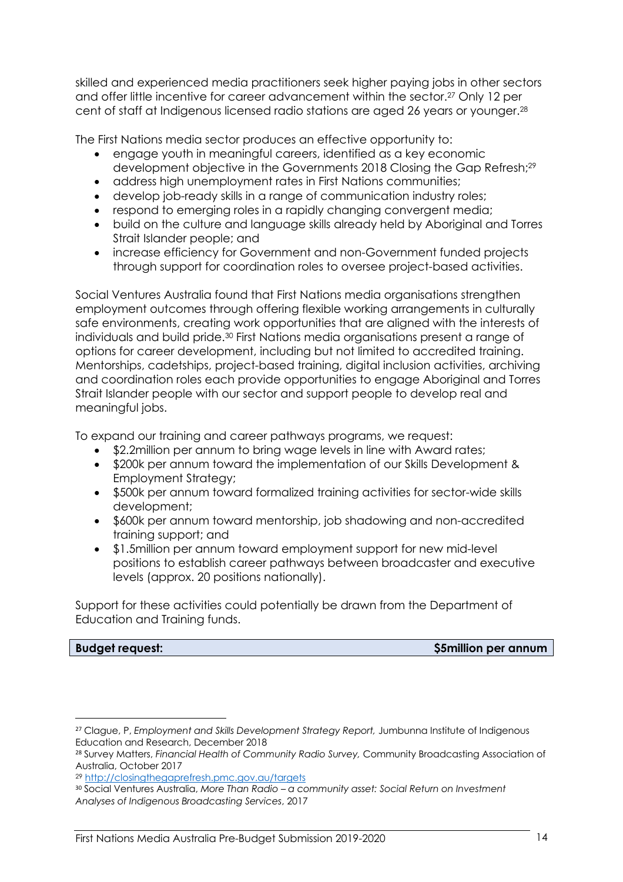skilled and experienced media practitioners seek higher paying jobs in other sectors and offer little incentive for career advancement within the sector.[27] Only 12 per cent of staff at Indigenous licensed radio stations are aged 26 years or younger.[28]

The First Nations media sector produces an effective opportunity to:

- engage youth in meaningful careers, identified as a key economic development objective in the Governments 2018 Closing the Gap Refresh;[29]
- address high unemployment rates in First Nations communities;
- develop job-ready skills in a range of communication industry roles;
- respond to emerging roles in a rapidly changing convergent media;
- build on the culture and language skills already held by Aboriginal and Torres Strait Islander people; and
- increase efficiency for Government and non-Government funded projects through support for coordination roles to oversee project-based activities.

Social Ventures Australia found that First Nations media organisations strengthen employment outcomes through offering flexible working arrangements in culturally safe environments, creating work opportunities that are aligned with the interests of individuals and build pride.[30] First Nations media organisations present a range of options for career development, including but not limited to accredited training. Mentorships, cadetships, project-based training, digital inclusion activities, archiving and coordination roles each provide opportunities to engage Aboriginal and Torres Strait Islander people with our sector and support people to develop real and meaningful jobs.

To expand our training and career pathways programs, we request:

- $2.2million per annum to bring wage levels in line with Award rates;
- $200k per annum toward the implementation of our Skills Development & Employment Strategy;
- $500k per annum toward formalized training activities for sector-wide skills development;
- $600k per annum toward mentorship, job shadowing and non-accredited training support; and
- $1.5million per annum toward employment support for new mid-level positions to establish career pathways between broadcaster and executive levels (approx. 20 positions nationally).

Support for these activities could potentially be drawn from the Department of Education and Training funds.

| **Budget request:** | **$5million per annum** |
|---|---|

---

[27] Clague, P, *Employment and Skills Development Strategy Report,* Jumbunna Institute of Indigenous Education and Research, December 2018

[28] Survey Matters, *Financial Health of Community Radio Survey,* Community Broadcasting Association of Australia, October 2017

[29] http://closingthegaprefresh.pmc.gov.au/targets

[30] Social Ventures Australia, *More Than Radio – a community asset: Social Return on Investment Analyses of Indigenous Broadcasting Services*, 2017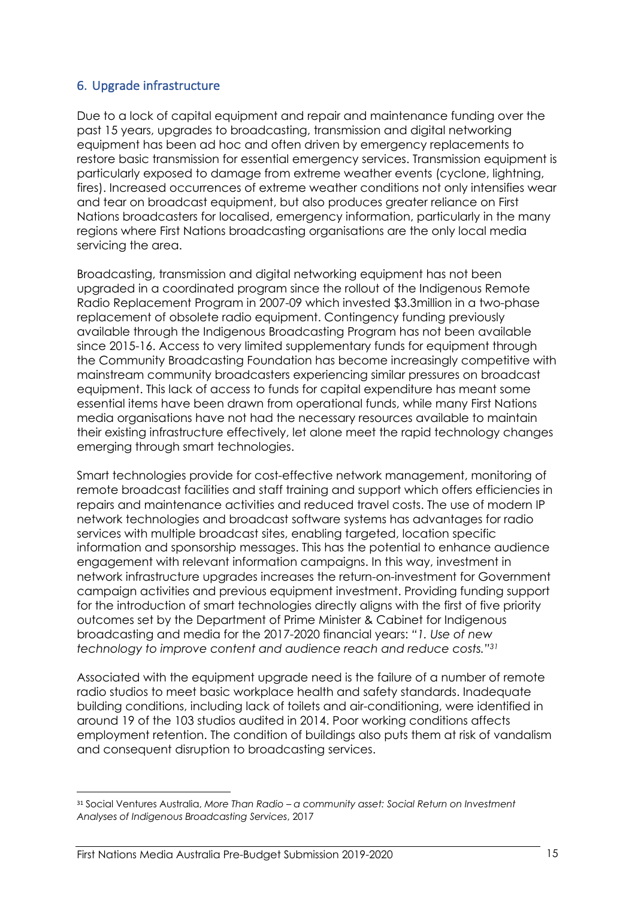## 6. Upgrade infrastructure

Due to a lock of capital equipment and repair and maintenance funding over the past 15 years, upgrades to broadcasting, transmission and digital networking equipment has been ad hoc and often driven by emergency replacements to restore basic transmission for essential emergency services. Transmission equipment is particularly exposed to damage from extreme weather events (cyclone, lightning, fires). Increased occurrences of extreme weather conditions not only intensifies wear and tear on broadcast equipment, but also produces greater reliance on First Nations broadcasters for localised, emergency information, particularly in the many regions where First Nations broadcasting organisations are the only local media servicing the area.

Broadcasting, transmission and digital networking equipment has not been upgraded in a coordinated program since the rollout of the Indigenous Remote Radio Replacement Program in 2007-09 which invested $3.3million in a two-phase replacement of obsolete radio equipment. Contingency funding previously available through the Indigenous Broadcasting Program has not been available since 2015-16. Access to very limited supplementary funds for equipment through the Community Broadcasting Foundation has become increasingly competitive with mainstream community broadcasters experiencing similar pressures on broadcast equipment. This lack of access to funds for capital expenditure has meant some essential items have been drawn from operational funds, while many First Nations media organisations have not had the necessary resources available to maintain their existing infrastructure effectively, let alone meet the rapid technology changes emerging through smart technologies.

Smart technologies provide for cost-effective network management, monitoring of remote broadcast facilities and staff training and support which offers efficiencies in repairs and maintenance activities and reduced travel costs. The use of modern IP network technologies and broadcast software systems has advantages for radio services with multiple broadcast sites, enabling targeted, location specific information and sponsorship messages. This has the potential to enhance audience engagement with relevant information campaigns. In this way, investment in network infrastructure upgrades increases the return-on-investment for Government campaign activities and previous equipment investment. Providing funding support for the introduction of smart technologies directly aligns with the first of five priority outcomes set by the Department of Prime Minister & Cabinet for Indigenous broadcasting and media for the 2017-2020 financial years: *"1. Use of new technology to improve content and audience reach and reduce costs."*[31]

Associated with the equipment upgrade need is the failure of a number of remote radio studios to meet basic workplace health and safety standards. Inadequate building conditions, including lack of toilets and air-conditioning, were identified in around 19 of the 103 studios audited in 2014. Poor working conditions affects employment retention. The condition of buildings also puts them at risk of vandalism and consequent disruption to broadcasting services.

---

[31] Social Ventures Australia, *More Than Radio – a community asset: Social Return on Investment Analyses of Indigenous Broadcasting Services*, 2017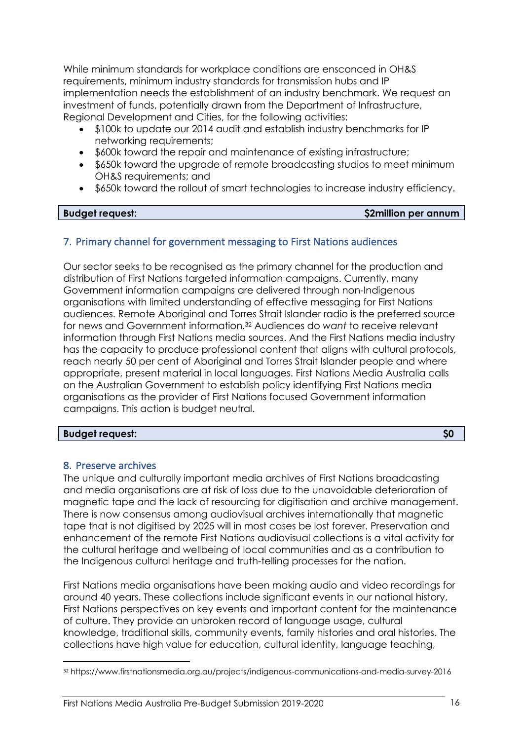While minimum standards for workplace conditions are ensconced in OH&S requirements, minimum industry standards for transmission hubs and IP implementation needs the establishment of an industry benchmark. We request an investment of funds, potentially drawn from the Department of Infrastructure, Regional Development and Cities, for the following activities:

- $100k to update our 2014 audit and establish industry benchmarks for IP networking requirements;
- $600k toward the repair and maintenance of existing infrastructure;
- $650k toward the upgrade of remote broadcasting studios to meet minimum OH&S requirements; and
- $650k toward the rollout of smart technologies to increase industry efficiency.

| **Budget request:** | **$2million per annum** |
|---|---|

## 7. Primary channel for government messaging to First Nations audiences

Our sector seeks to be recognised as the primary channel for the production and distribution of First Nations targeted information campaigns. Currently, many Government information campaigns are delivered through non-Indigenous organisations with limited understanding of effective messaging for First Nations audiences. Remote Aboriginal and Torres Strait Islander radio is the preferred source for news and Government information.[32] Audiences do *want* to receive relevant information through First Nations media sources. And the First Nations media industry has the capacity to produce professional content that aligns with cultural protocols, reach nearly 50 per cent of Aboriginal and Torres Strait Islander people and where appropriate, present material in local languages. First Nations Media Australia calls on the Australian Government to establish policy identifying First Nations media organisations as the provider of First Nations focused Government information campaigns. This action is budget neutral.

| **Budget request:** | **$0** |
|---|---|

## 8. Preserve archives

The unique and culturally important media archives of First Nations broadcasting and media organisations are at risk of loss due to the unavoidable deterioration of magnetic tape and the lack of resourcing for digitisation and archive management. There is now consensus among audiovisual archives internationally that magnetic tape that is not digitised by 2025 will in most cases be lost forever. Preservation and enhancement of the remote First Nations audiovisual collections is a vital activity for the cultural heritage and wellbeing of local communities and as a contribution to the Indigenous cultural heritage and truth-telling processes for the nation.

First Nations media organisations have been making audio and video recordings for around 40 years. These collections include significant events in our national history, First Nations perspectives on key events and important content for the maintenance of culture. They provide an unbroken record of language usage, cultural knowledge, traditional skills, community events, family histories and oral histories. The collections have high value for education, cultural identity, language teaching,

[32] https://www.firstnationsmedia.org.au/projects/indigenous-communications-and-media-survey-2016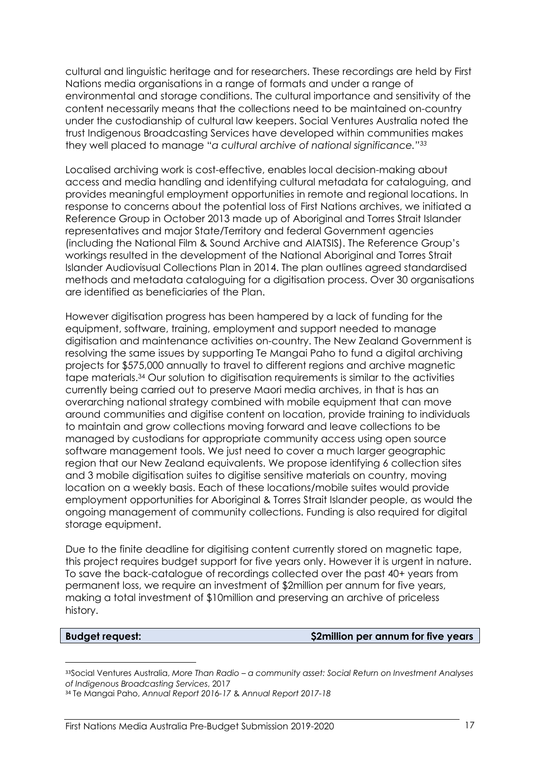cultural and linguistic heritage and for researchers. These recordings are held by First Nations media organisations in a range of formats and under a range of environmental and storage conditions. The cultural importance and sensitivity of the content necessarily means that the collections need to be maintained on-country under the custodianship of cultural law keepers. Social Ventures Australia noted the trust Indigenous Broadcasting Services have developed within communities makes they well placed to manage "*a cultural archive of national significance."*[33]

Localised archiving work is cost-effective, enables local decision-making about access and media handling and identifying cultural metadata for cataloguing, and provides meaningful employment opportunities in remote and regional locations. In response to concerns about the potential loss of First Nations archives, we initiated a Reference Group in October 2013 made up of Aboriginal and Torres Strait Islander representatives and major State/Territory and federal Government agencies (including the National Film & Sound Archive and AIATSIS). The Reference Group's workings resulted in the development of the National Aboriginal and Torres Strait Islander Audiovisual Collections Plan in 2014. The plan outlines agreed standardised methods and metadata cataloguing for a digitisation process. Over 30 organisations are identified as beneficiaries of the Plan.

However digitisation progress has been hampered by a lack of funding for the equipment, software, training, employment and support needed to manage digitisation and maintenance activities on-country. The New Zealand Government is resolving the same issues by supporting Te Mangai Paho to fund a digital archiving projects for $575,000 annually to travel to different regions and archive magnetic tape materials.[34] Our solution to digitisation requirements is similar to the activities currently being carried out to preserve Maori media archives, in that is has an overarching national strategy combined with mobile equipment that can move around communities and digitise content on location, provide training to individuals to maintain and grow collections moving forward and leave collections to be managed by custodians for appropriate community access using open source software management tools. We just need to cover a much larger geographic region that our New Zealand equivalents. We propose identifying 6 collection sites and 3 mobile digitisation suites to digitise sensitive materials on country, moving location on a weekly basis. Each of these locations/mobile suites would provide employment opportunities for Aboriginal & Torres Strait Islander people, as would the ongoing management of community collections. Funding is also required for digital storage equipment.

Due to the finite deadline for digitising content currently stored on magnetic tape, this project requires budget support for five years only. However it is urgent in nature. To save the back-catalogue of recordings collected over the past 40+ years from permanent loss, we require an investment of $2million per annum for five years, making a total investment of $10million and preserving an archive of priceless history.

| | |
|---|---|
| **Budget request:** | **$2million per annum for five years** |

---

[33] Social Ventures Australia, *More Than Radio – a community asset: Social Return on Investment Analyses of Indigenous Broadcasting Services*, 2017

[34] Te Mangai Paho, *Annual Report 2016-17* & *Annual Report 2017-18*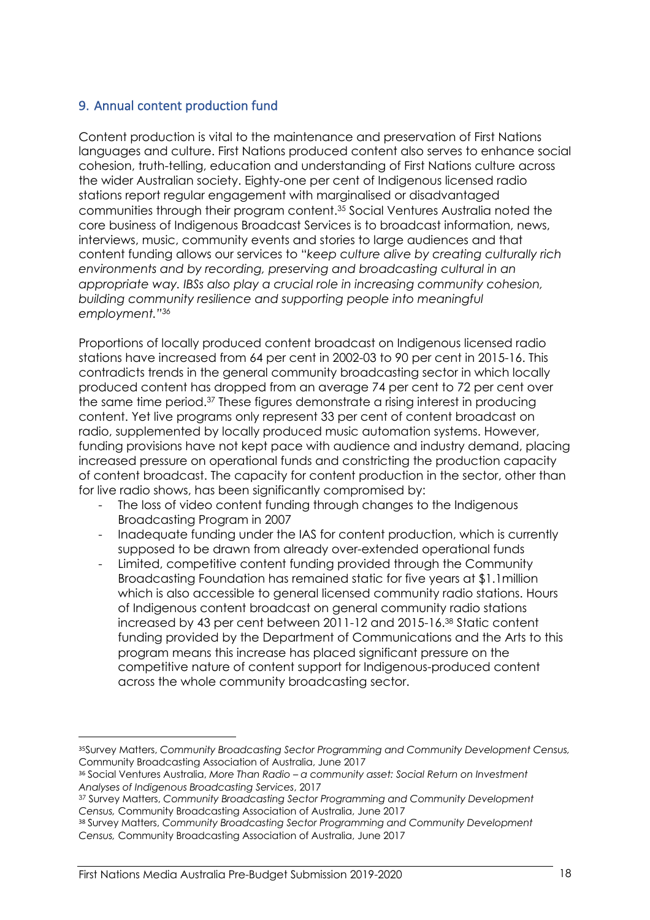## 9. Annual content production fund

Content production is vital to the maintenance and preservation of First Nations languages and culture. First Nations produced content also serves to enhance social cohesion, truth-telling, education and understanding of First Nations culture across the wider Australian society. Eighty-one per cent of Indigenous licensed radio stations report regular engagement with marginalised or disadvantaged communities through their program content.[35] Social Ventures Australia noted the core business of Indigenous Broadcast Services is to broadcast information, news, interviews, music, community events and stories to large audiences and that content funding allows our services to "*keep culture alive by creating culturally rich environments and by recording, preserving and broadcasting cultural in an appropriate way. IBSs also play a crucial role in increasing community cohesion, building community resilience and supporting people into meaningful employment.*"[36]

Proportions of locally produced content broadcast on Indigenous licensed radio stations have increased from 64 per cent in 2002-03 to 90 per cent in 2015-16. This contradicts trends in the general community broadcasting sector in which locally produced content has dropped from an average 74 per cent to 72 per cent over the same time period.[37] These figures demonstrate a rising interest in producing content. Yet live programs only represent 33 per cent of content broadcast on radio, supplemented by locally produced music automation systems. However, funding provisions have not kept pace with audience and industry demand, placing increased pressure on operational funds and constricting the production capacity of content broadcast. The capacity for content production in the sector, other than for live radio shows, has been significantly compromised by:

- The loss of video content funding through changes to the Indigenous Broadcasting Program in 2007
- Inadequate funding under the IAS for content production, which is currently supposed to be drawn from already over-extended operational funds
- Limited, competitive content funding provided through the Community Broadcasting Foundation has remained static for five years at $1.1million which is also accessible to general licensed community radio stations. Hours of Indigenous content broadcast on general community radio stations increased by 43 per cent between 2011-12 and 2015-16.[38] Static content funding provided by the Department of Communications and the Arts to this program means this increase has placed significant pressure on the competitive nature of content support for Indigenous-produced content across the whole community broadcasting sector.

---

[35] Survey Matters, *Community Broadcasting Sector Programming and Community Development Census,* Community Broadcasting Association of Australia, June 2017

[36] Social Ventures Australia, *More Than Radio – a community asset: Social Return on Investment Analyses of Indigenous Broadcasting Services*, 2017

[37] Survey Matters, *Community Broadcasting Sector Programming and Community Development Census,* Community Broadcasting Association of Australia, June 2017

[38] Survey Matters, *Community Broadcasting Sector Programming and Community Development Census,* Community Broadcasting Association of Australia, June 2017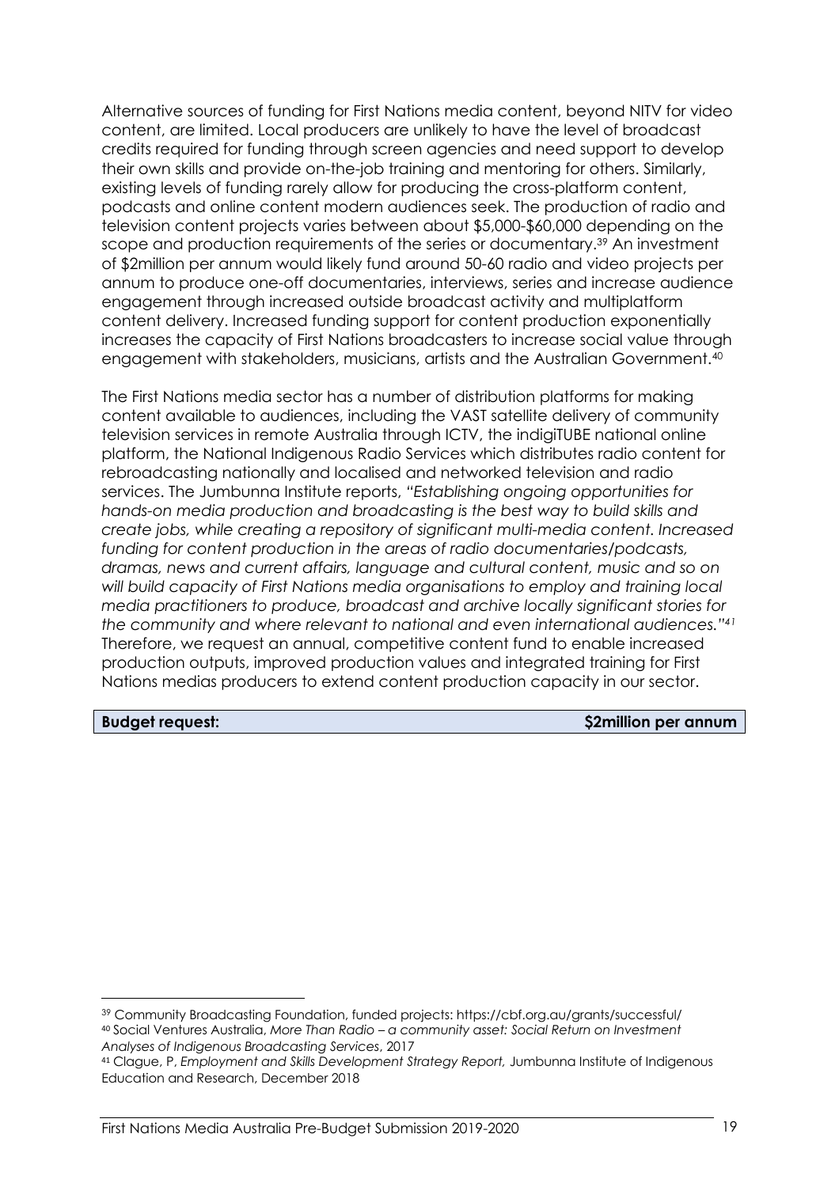Alternative sources of funding for First Nations media content, beyond NITV for video content, are limited. Local producers are unlikely to have the level of broadcast credits required for funding through screen agencies and need support to develop their own skills and provide on-the-job training and mentoring for others. Similarly, existing levels of funding rarely allow for producing the cross-platform content, podcasts and online content modern audiences seek. The production of radio and television content projects varies between about $5,000-$60,000 depending on the scope and production requirements of the series or documentary.[39] An investment of $2million per annum would likely fund around 50-60 radio and video projects per annum to produce one-off documentaries, interviews, series and increase audience engagement through increased outside broadcast activity and multiplatform content delivery. Increased funding support for content production exponentially increases the capacity of First Nations broadcasters to increase social value through engagement with stakeholders, musicians, artists and the Australian Government.[40]

The First Nations media sector has a number of distribution platforms for making content available to audiences, including the VAST satellite delivery of community television services in remote Australia through ICTV, the indigiTUBE national online platform, the National Indigenous Radio Services which distributes radio content for rebroadcasting nationally and localised and networked television and radio services. The Jumbunna Institute reports, *"Establishing ongoing opportunities for hands-on media production and broadcasting is the best way to build skills and create jobs, while creating a repository of significant multi-media content. Increased funding for content production in the areas of radio documentaries/podcasts, dramas, news and current affairs, language and cultural content, music and so on will build capacity of First Nations media organisations to employ and training local media practitioners to produce, broadcast and archive locally significant stories for the community and where relevant to national and even international audiences."*[41] Therefore, we request an annual, competitive content fund to enable increased production outputs, improved production values and integrated training for First Nations medias producers to extend content production capacity in our sector.

| **Budget request:** | **$2million per annum** |
|---|---|

[39] Community Broadcasting Foundation, funded projects: https://cbf.org.au/grants/successful/

[40] Social Ventures Australia, *More Than Radio – a community asset: Social Return on Investment Analyses of Indigenous Broadcasting Services*, 2017

[41] Clague, P, *Employment and Skills Development Strategy Report,* Jumbunna Institute of Indigenous Education and Research, December 2018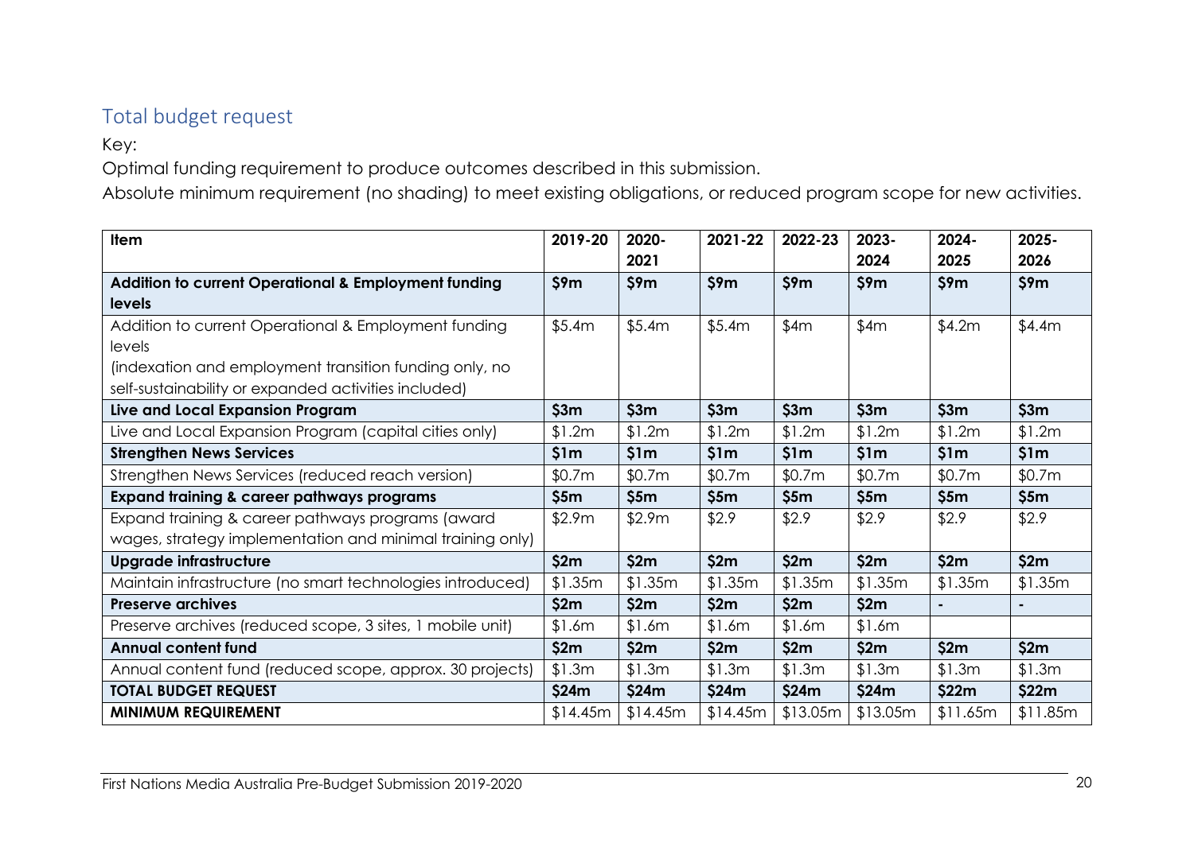## Total budget request

Key:

Optimal funding requirement to produce outcomes described in this submission.

Absolute minimum requirement (no shading) to meet existing obligations, or reduced program scope for new activities.

| Item | 2019-20 | 2020-2021 | 2021-22 | 2022-23 | 2023-2024 | 2024-2025 | 2025-2026 |
|---|---|---|---|---|---|---|---|
| **Addition to current Operational & Employment funding levels** | **$9m** | **$9m** | **$9m** | **$9m** | **$9m** | **$9m** | **$9m** |
| Addition to current Operational & Employment funding levels (indexation and employment transition funding only, no self-sustainability or expanded activities included) | $5.4m | $5.4m | $5.4m | $4m | $4m | $4.2m | $4.4m |
| **Live and Local Expansion Program** | **$3m** | **$3m** | **$3m** | **$3m** | **$3m** | **$3m** | **$3m** |
| Live and Local Expansion Program (capital cities only) | $1.2m | $1.2m | $1.2m | $1.2m | $1.2m | $1.2m | $1.2m |
| **Strengthen News Services** | **$1m** | **$1m** | **$1m** | **$1m** | **$1m** | **$1m** | **$1m** |
| Strengthen News Services (reduced reach version) | $0.7m | $0.7m | $0.7m | $0.7m | $0.7m | $0.7m | $0.7m |
| **Expand training & career pathways programs** | **$5m** | **$5m** | **$5m** | **$5m** | **$5m** | **$5m** | **$5m** |
| Expand training & career pathways programs (award wages, strategy implementation and minimal training only) | $2.9m | $2.9m | $2.9 | $2.9 | $2.9 | $2.9 | $2.9 |
| **Upgrade infrastructure** | **$2m** | **$2m** | **$2m** | **$2m** | **$2m** | **$2m** | **$2m** |
| Maintain infrastructure (no smart technologies introduced) | $1.35m | $1.35m | $1.35m | $1.35m | $1.35m | $1.35m | $1.35m |
| **Preserve archives** | **$2m** | **$2m** | **$2m** | **$2m** | **$2m** | - | - |
| Preserve archives (reduced scope, 3 sites, 1 mobile unit) | $1.6m | $1.6m | $1.6m | $1.6m | $1.6m | | |
| **Annual content fund** | **$2m** | **$2m** | **$2m** | **$2m** | **$2m** | **$2m** | **$2m** |
| Annual content fund (reduced scope, approx. 30 projects) | $1.3m | $1.3m | $1.3m | $1.3m | $1.3m | $1.3m | $1.3m |
| **TOTAL BUDGET REQUEST** | **$24m** | **$24m** | **$24m** | **$24m** | **$24m** | **$22m** | **$22m** |
| **MINIMUM REQUIREMENT** | $14.45m | $14.45m | $14.45m | $13.05m | $13.05m | $11.65m | $11.85m |